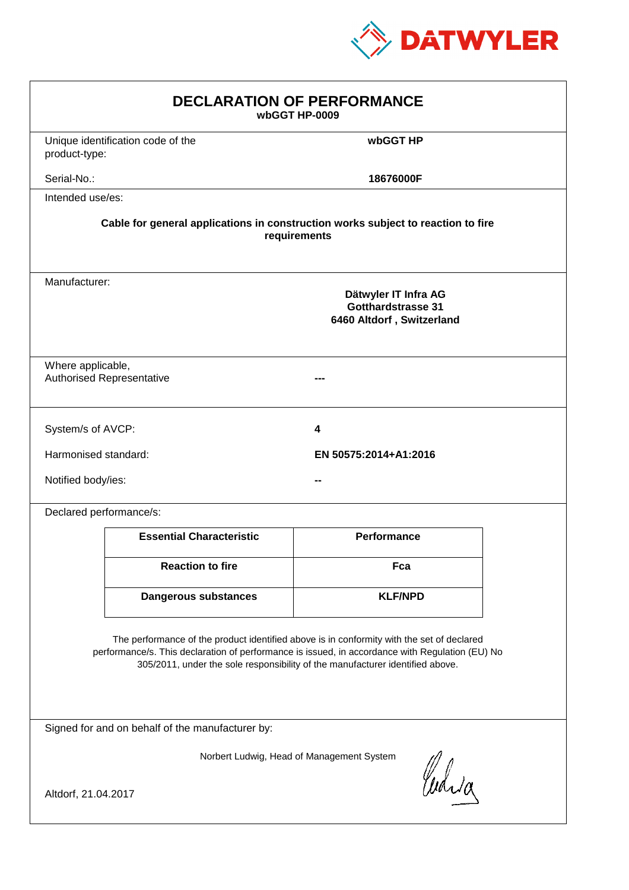DATWYLER

# DECLARATION OF PERFORMANCE

**wbGGT HP-0009**

Unique identification code of the product-type: **wbGGT HP**

Serial-No.: **18676000F**

Intended use/es:

**Cable for general applications in construction works subject to reaction to fire requirements**

Manufacturer:

**Dätwyler IT Infra AG**
**Gotthardstrasse 31**
**6460 Altdorf , Switzerland**

Where applicable,
Authorised Representative: **---**

System/s of AVCP: **4**

Harmonised standard: **EN 50575:2014+A1:2016**

Notified body/ies: **--**

Declared performance/s:

| Essential Characteristic | Performance |
|---|---|
| **Reaction to fire** | **Fca** |
| **Dangerous substances** | **KLF/NPD** |

The performance of the product identified above is in conformity with the set of declared performance/s. This declaration of performance is issued, in accordance with Regulation (EU) No 305/2011, under the sole responsibility of the manufacturer identified above.

Signed for and on behalf of the manufacturer by:

Norbert Ludwig, Head of Management System

Altdorf, 21.04.2017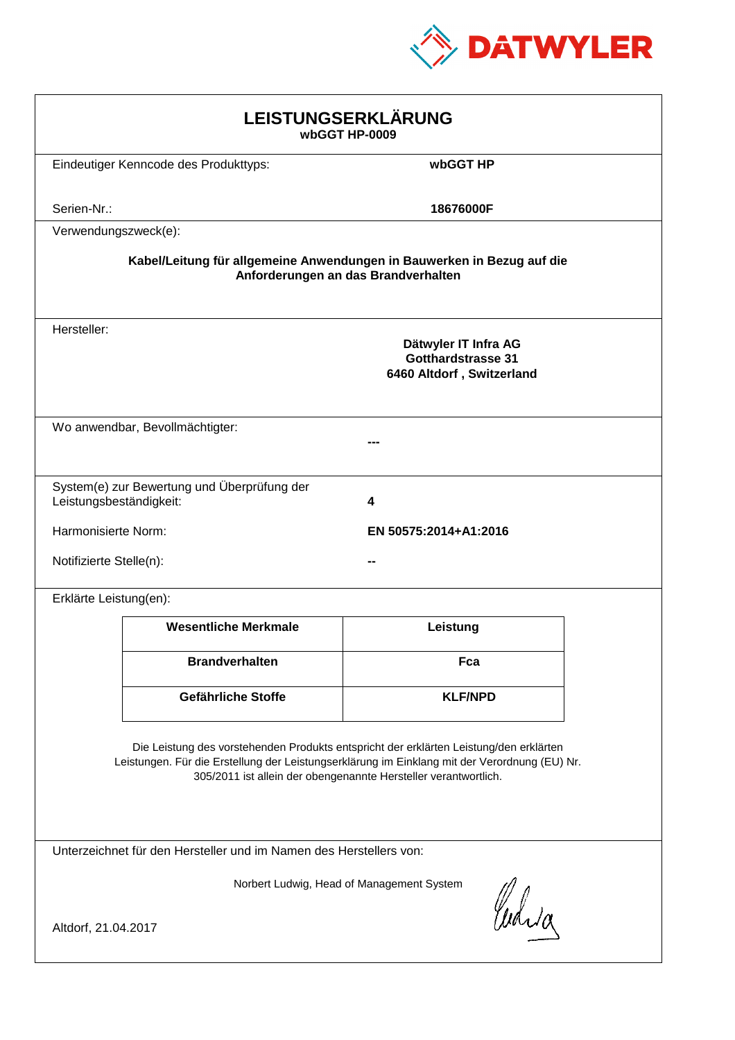DATWYLER

# LEISTUNGSERKLÄRUNG

**wbGGT HP-0009**

Eindeutiger Kenncode des Produkttyps: **wbGGT HP**

Serien-Nr.: **18676000F**

Verwendungszweck(e):

**Kabel/Leitung für allgemeine Anwendungen in Bauwerken in Bezug auf die Anforderungen an das Brandverhalten**

Hersteller:

**Dätwyler IT Infra AG**
**Gotthardstrasse 31**
**6460 Altdorf , Switzerland**

Wo anwendbar, Bevollmächtigter: **---**

System(e) zur Bewertung und Überprüfung der Leistungsbeständigkeit: **4**

Harmonisierte Norm: **EN 50575:2014+A1:2016**

Notifizierte Stelle(n): **--**

Erklärte Leistung(en):

| Wesentliche Merkmale | Leistung |
|---|---|
| **Brandverhalten** | **Fca** |
| **Gefährliche Stoffe** | **KLF/NPD** |

Die Leistung des vorstehenden Produkts entspricht der erklärten Leistung/den erklärten Leistungen. Für die Erstellung der Leistungserklärung im Einklang mit der Verordnung (EU) Nr. 305/2011 ist allein der obengenannte Hersteller verantwortlich.

Unterzeichnet für den Hersteller und im Namen des Herstellers von:

Norbert Ludwig, Head of Management System

Altdorf, 21.04.2017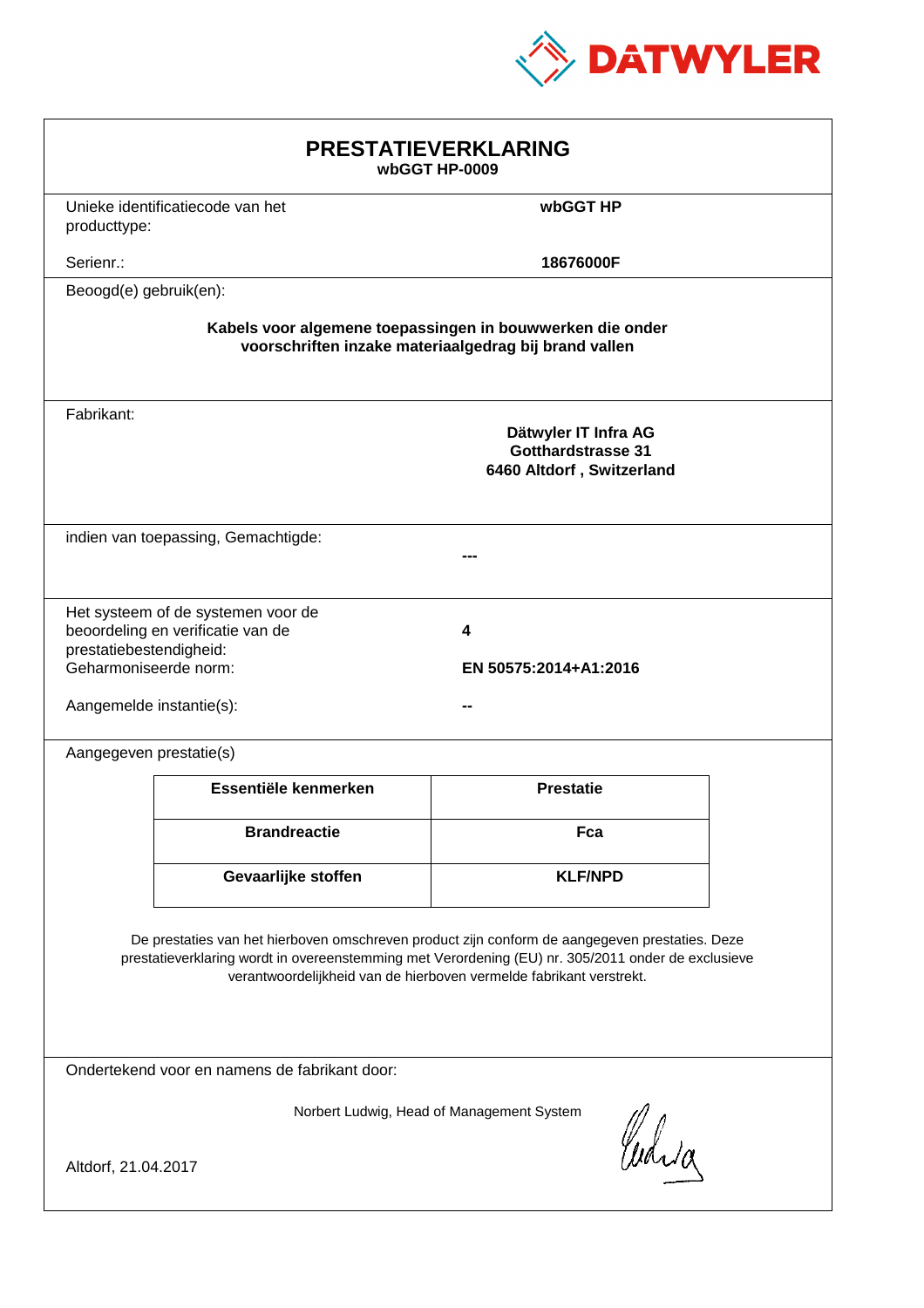DATWYLER

# PRESTATIEVERKLARING
**wbGGT HP-0009**

Unieke identificatiecode van het producttype: **wbGGT HP**

Serienr.: **18676000F**

Beoogd(e) gebruik(en):

**Kabels voor algemene toepassingen in bouwwerken die onder voorschriften inzake materiaalgedrag bij brand vallen**

Fabrikant:

**Dätwyler IT Infra AG**
**Gotthardstrasse 31**
**6460 Altdorf , Switzerland**

indien van toepassing, Gemachtigde: **---**

Het systeem of de systemen voor de beoordeling en verificatie van de prestatiebestendigheid: **4**

Geharmoniseerde norm: **EN 50575:2014+A1:2016**

Aangemelde instantie(s): **--**

Aangegeven prestatie(s)

| Essentiële kenmerken | Prestatie |
| --- | --- |
| **Brandreactie** | **Fca** |
| **Gevaarlijke stoffen** | **KLF/NPD** |

De prestaties van het hierboven omschreven product zijn conform de aangegeven prestaties. Deze prestatieverklaring wordt in overeenstemming met Verordening (EU) nr. 305/2011 onder de exclusieve verantwoordelijkheid van de hierboven vermelde fabrikant verstrekt.

Ondertekend voor en namens de fabrikant door:

Norbert Ludwig, Head of Management System

Altdorf, 21.04.2017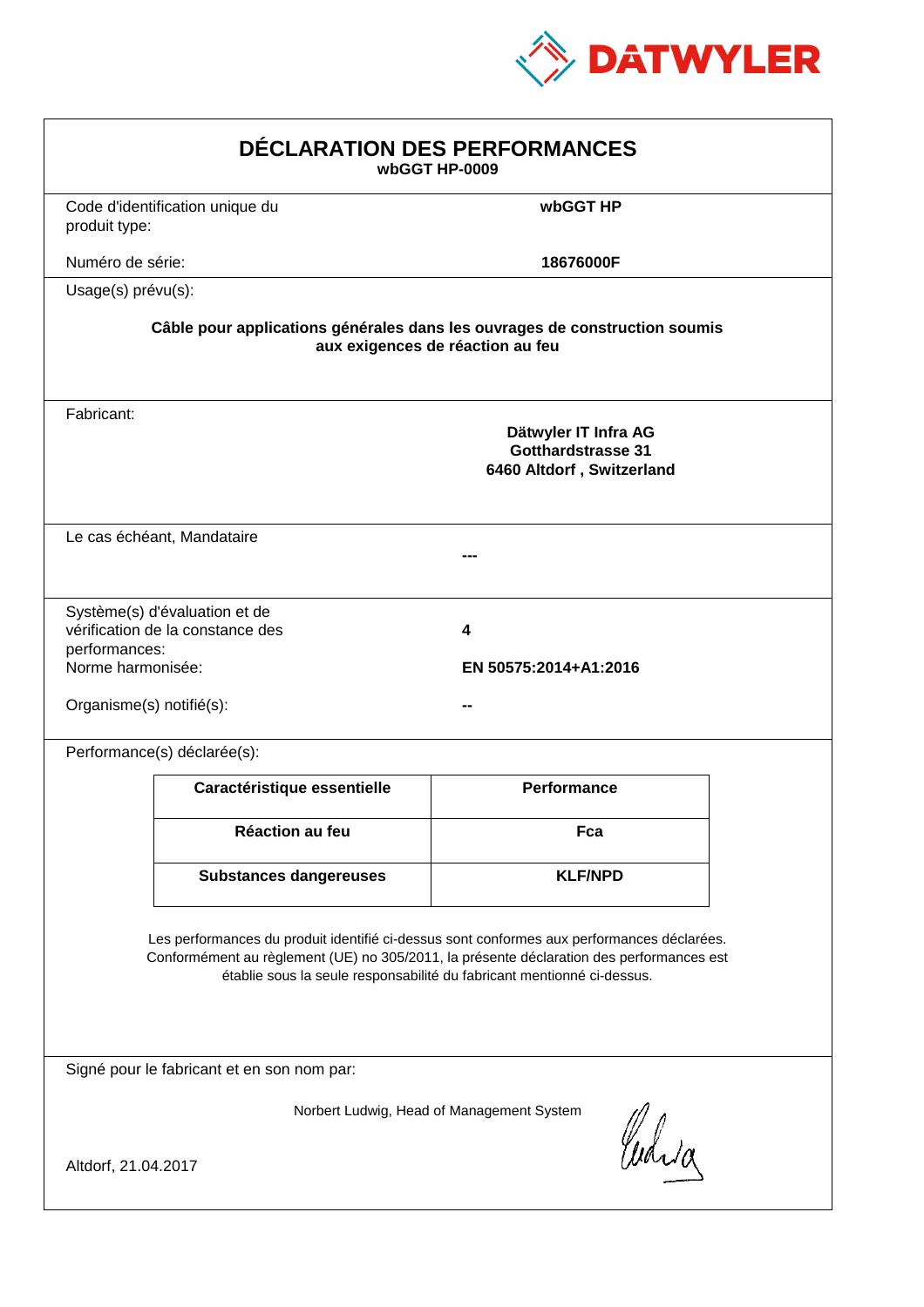DATWYLER

# DÉCLARATION DES PERFORMANCES

**wbGGT HP-0009**

Code d'identification unique du produit type: **wbGGT HP**

Numéro de série: **18676000F**

Usage(s) prévu(s):

**Câble pour applications générales dans les ouvrages de construction soumis aux exigences de réaction au feu**

Fabricant:

**Dätwyler IT Infra AG**
**Gotthardstrasse 31**
**6460 Altdorf , Switzerland**

Le cas échéant, Mandataire: **---**

Système(s) d'évaluation et de vérification de la constance des performances: **4**

Norme harmonisée: **EN 50575:2014+A1:2016**

Organisme(s) notifié(s): **--**

Performance(s) déclarée(s):

| Caractéristique essentielle | Performance |
|---|---|
| Réaction au feu | Fca |
| Substances dangereuses | KLF/NPD |

Les performances du produit identifié ci-dessus sont conformes aux performances déclarées. Conformément au règlement (UE) no 305/2011, la présente déclaration des performances est établie sous la seule responsabilité du fabricant mentionné ci-dessus.

Signé pour le fabricant et en son nom par:

Norbert Ludwig, Head of Management System

Altdorf, 21.04.2017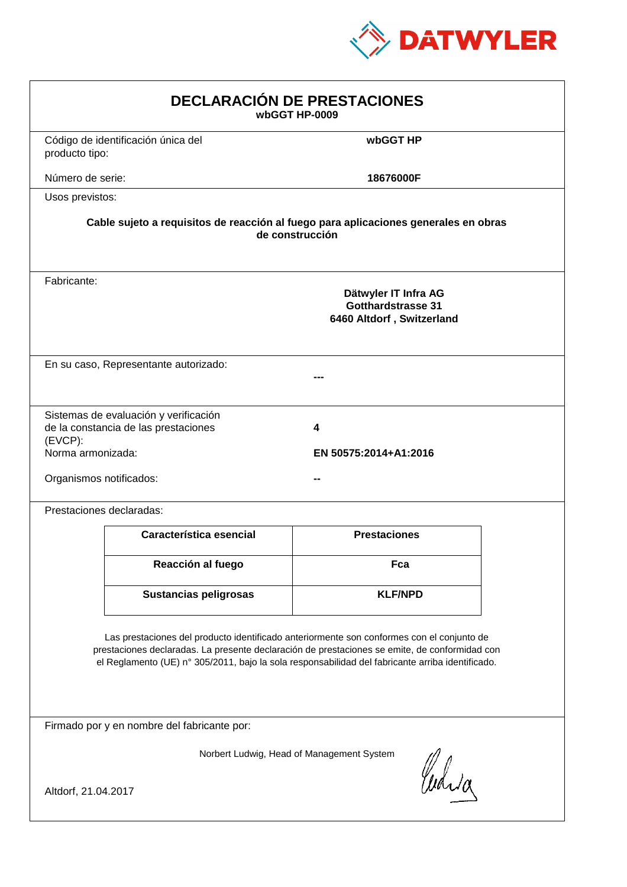DATWYLER

# DECLARACIÓN DE PRESTACIONES

**wbGGT HP-0009**

Código de identificación única del producto tipo: **wbGGT HP**

Número de serie: **18676000F**

Usos previstos:

**Cable sujeto a requisitos de reacción al fuego para aplicaciones generales en obras de construcción**

Fabricante:

**Dätwyler IT Infra AG**
**Gotthardstrasse 31**
**6460 Altdorf , Switzerland**

En su caso, Representante autorizado: **---**

Sistemas de evaluación y verificación de la constancia de las prestaciones (EVCP): **4**

Norma armonizada: **EN 50575:2014+A1:2016**

Organismos notificados: **--**

Prestaciones declaradas:

| Característica esencial | Prestaciones |
|---|---|
| **Reacción al fuego** | **Fca** |
| **Sustancias peligrosas** | **KLF/NPD** |

Las prestaciones del producto identificado anteriormente son conformes con el conjunto de prestaciones declaradas. La presente declaración de prestaciones se emite, de conformidad con el Reglamento (UE) n° 305/2011, bajo la sola responsabilidad del fabricante arriba identificado.

Firmado por y en nombre del fabricante por:

Norbert Ludwig, Head of Management System

Altdorf, 21.04.2017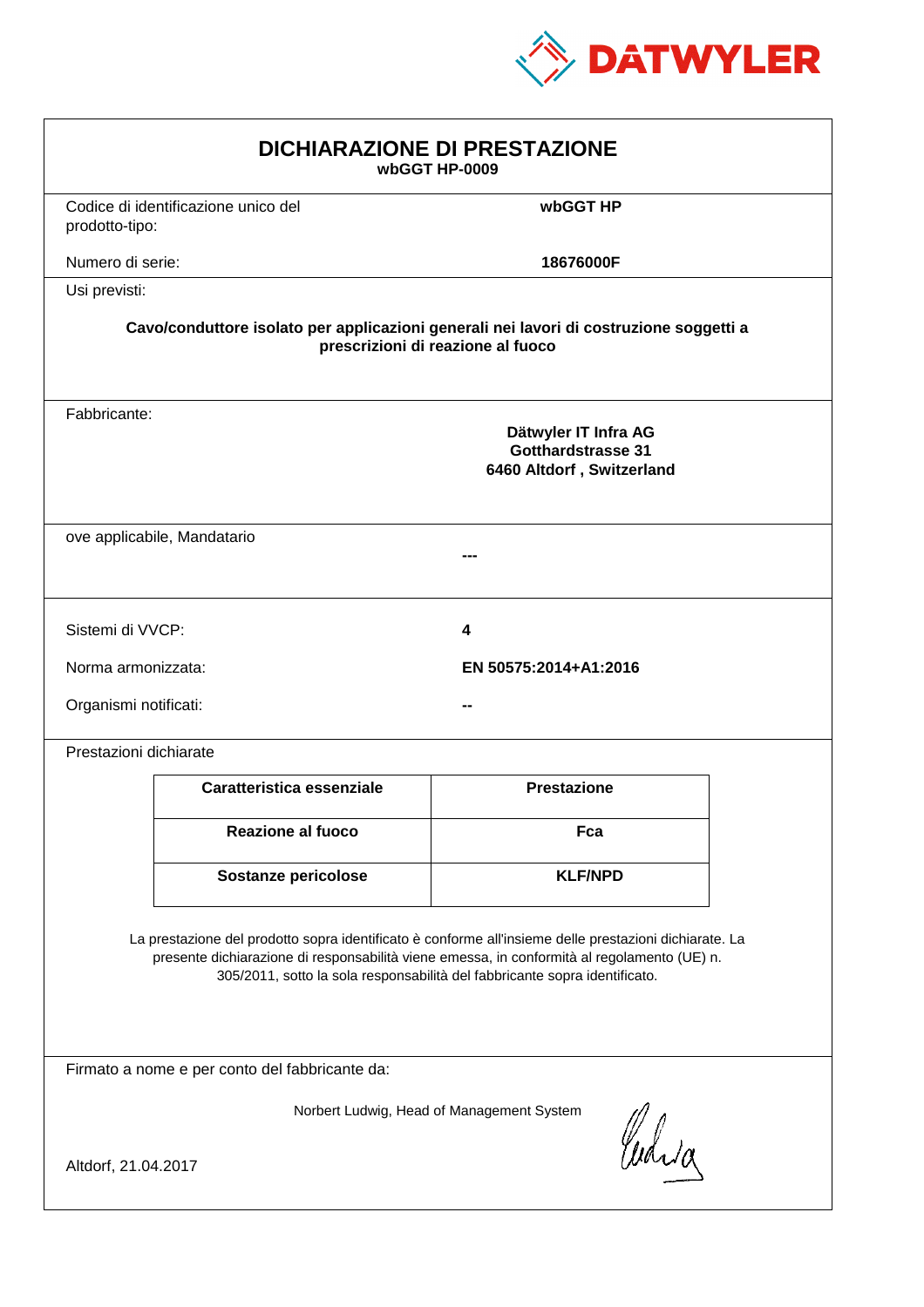DATWYLER

# DICHIARAZIONE DI PRESTAZIONE

**wbGGT HP-0009**

| | |
|---|---|
| Codice di identificazione unico del prodotto-tipo: | **wbGGT HP** |
| Numero di serie: | **18676000F** |

Usi previsti:

**Cavo/conduttore isolato per applicazioni generali nei lavori di costruzione soggetti a prescrizioni di reazione al fuoco**

Fabbricante:

**Dätwyler IT Infra AG**
**Gotthardstrasse 31**
**6460 Altdorf , Switzerland**

ove applicabile, Mandatario

**---**

| | |
|---|---|
| Sistemi di VVCP: | **4** |
| Norma armonizzata: | **EN 50575:2014+A1:2016** |
| Organismi notificati: | **--** |

Prestazioni dichiarate

| Caratteristica essenziale | Prestazione |
|---|---|
| **Reazione al fuoco** | **Fca** |
| **Sostanze pericolose** | **KLF/NPD** |

La prestazione del prodotto sopra identificato è conforme all'insieme delle prestazioni dichiarate. La presente dichiarazione di responsabilità viene emessa, in conformità al regolamento (UE) n. 305/2011, sotto la sola responsabilità del fabbricante sopra identificato.

Firmato a nome e per conto del fabbricante da:

Norbert Ludwig, Head of Management System

Altdorf, 21.04.2017